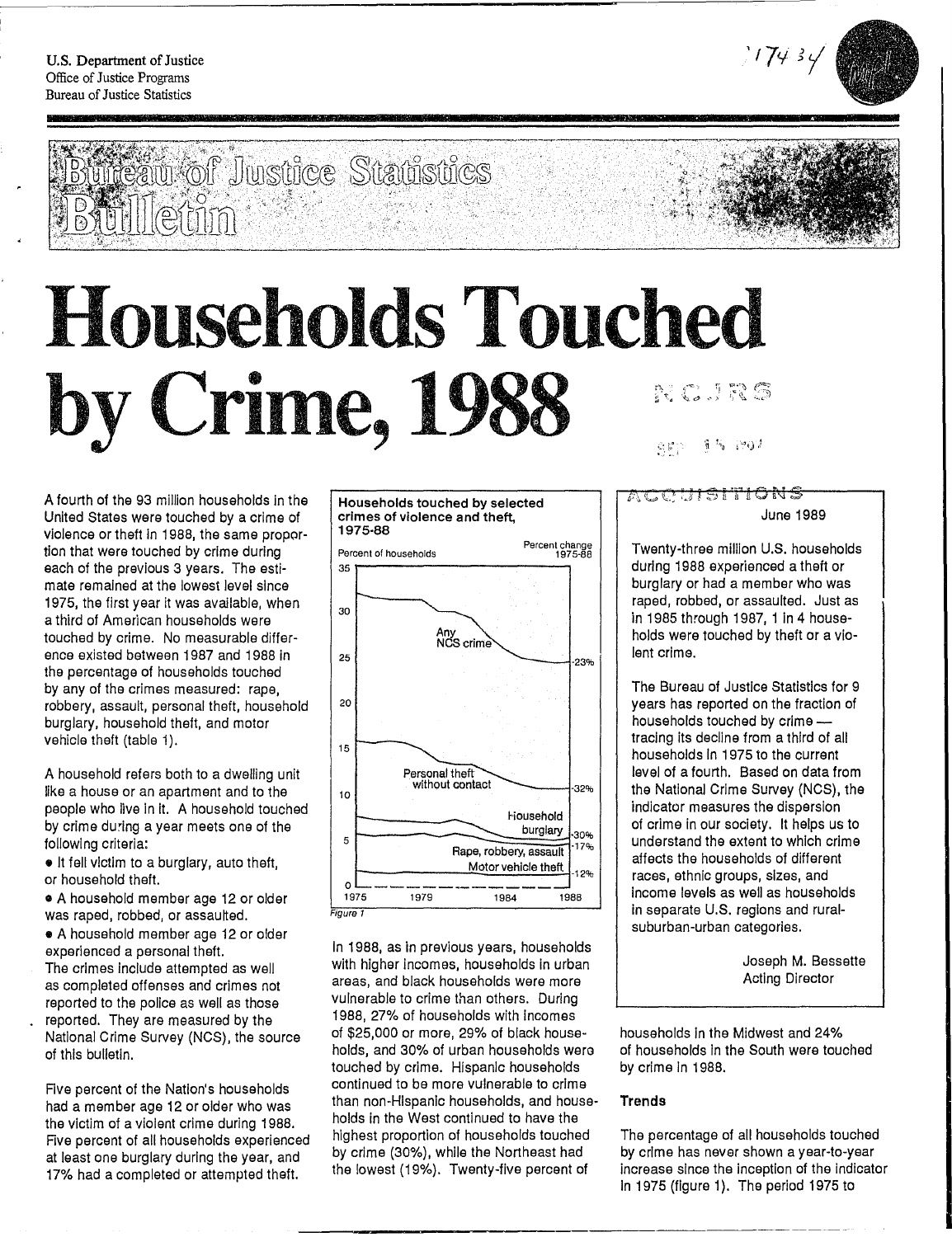U.S. Department of Justice
Office of Justice Programs
Bureau of Justice Statistics

Bureau of Justice Statistics Bulletin

# Households Touched by Crime, 1988

June 1989

Twenty-three million U.S. households during 1988 experienced a theft or burglary or had a member who was raped, robbed, or assaulted. Just as in 1985 through 1987, 1 in 4 households were touched by theft or a violent crime.

The Bureau of Justice Statistics for 9 years has reported on the fraction of households touched by crime — tracing its decline from a third of all households in 1975 to the current level of a fourth. Based on data from the National Crime Survey (NCS), the indicator measures the dispersion of crime in our society. It helps us to understand the extent to which crime affects the households of different races, ethnic groups, sizes, and income levels as well as households in separate U.S. regions and rural-suburban-urban categories.

Joseph M. Bessette
Acting Director

A fourth of the 93 million households in the United States were touched by a crime of violence or theft in 1988, the same proportion that were touched by crime during each of the previous 3 years. The estimate remained at the lowest level since 1975, the first year it was available, when a third of American households were touched by crime. No measurable difference existed between 1987 and 1988 in the percentage of households touched by any of the crimes measured: rape, robbery, assault, personal theft, household burglary, household theft, and motor vehicle theft (table 1).

A household refers both to a dwelling unit like a house or an apartment and to the people who live in it. A household touched by crime during a year meets one of the following criteria:

- It fell victim to a burglary, auto theft, or household theft.
- A household member age 12 or older was raped, robbed, or assaulted.
- A household member age 12 or older experienced a personal theft.

The crimes include attempted as well as completed offenses and crimes not reported to the police as well as those reported. They are measured by the National Crime Survey (NCS), the source of this bulletin.

Five percent of the Nation's households had a member age 12 or older who was the victim of a violent crime during 1988. Five percent of all households experienced at least one burglary during the year, and 17% had a completed or attempted theft.

**Households touched by selected crimes of violence and theft, 1975-88**

Percent of households

Percent change 1975-88

Any NCS crime -23%

Personal theft without contact -32%

Household burglary -30%

Rape, robbery, assault -17%

Motor vehicle theft -12%

0, 5, 10, 15, 20, 25, 30, 35

1975, 1979, 1984, 1988

Figure 1

In 1988, as in previous years, households with higher incomes, households in urban areas, and black households were more vulnerable to crime than others. During 1988, 27% of households with incomes of $25,000 or more, 29% of black households, and 30% of urban households were touched by crime. Hispanic households continued to be more vulnerable to crime than non-Hispanic households, and households in the West continued to have the highest proportion of households touched by crime (30%), while the Northeast had the lowest (19%). Twenty-five percent of households in the Midwest and 24% of households in the South were touched by crime in 1988.

## Trends

The percentage of all households touched by crime has never shown a year-to-year increase since the inception of the indicator in 1975 (figure 1). The period 1975 to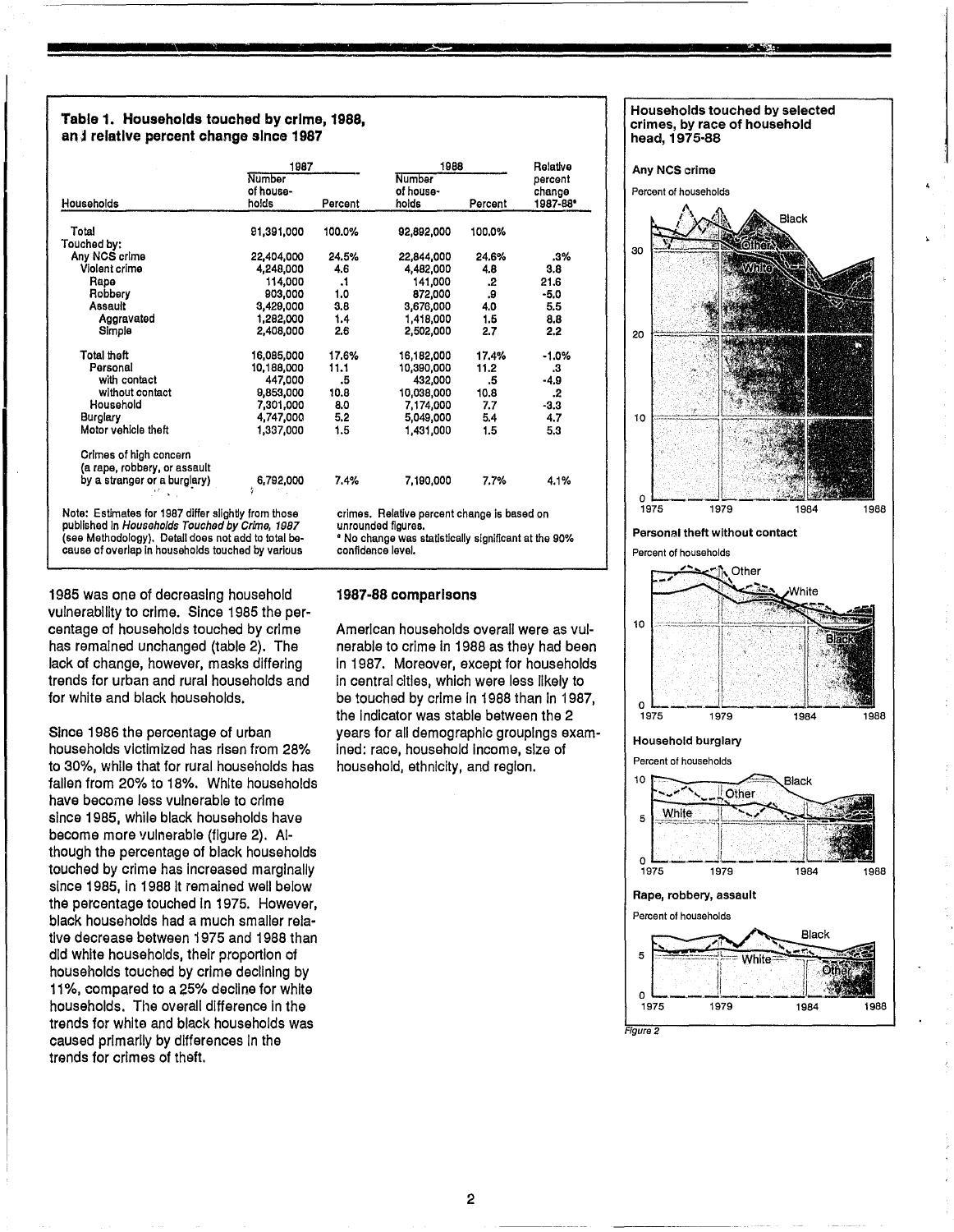**Table 1. Households touched by crime, 1988, and relative percent change since 1987**

| Households | 1987 | | 1988 | | Relative percent change 1987-88* |
|---|---|---|---|---|---|
| | Number of house-holds | Percent | Number of house-holds | Percent | |
| Total | 91,391,000 | 100.0% | 92,892,000 | 100.0% | |
| Touched by: | | | | | |
| Any NCS crime | 22,404,000 | 24.5% | 22,844,000 | 24.6% | .3% |
| Violent crime | 4,248,000 | 4.6 | 4,482,000 | 4.8 | 3.8 |
| Rape | 114,000 | .1 | 141,000 | .2 | 21.6 |
| Robbery | 903,000 | 1.0 | 872,000 | .9 | -5.0 |
| Assault | 3,429,000 | 3.8 | 3,676,000 | 4.0 | 5.5 |
| Aggravated | 1,282,000 | 1.4 | 1,418,000 | 1.5 | 8.8 |
| Simple | 2,408,000 | 2.6 | 2,502,000 | 2.7 | 2.2 |
| Total theft | 16,085,000 | 17.6% | 16,182,000 | 17.4% | -1.0% |
| Personal | 10,188,000 | 11.1 | 10,390,000 | 11.2 | .3 |
| with contact | 447,000 | .5 | 432,000 | .5 | -4.9 |
| without contact | 9,853,000 | 10.8 | 10,038,000 | 10.8 | .2 |
| Household | 7,301,000 | 8.0 | 7,174,000 | 7.7 | -3.3 |
| Burglary | 4,747,000 | 5.2 | 5,049,000 | 5.4 | 4.7 |
| Motor vehicle theft | 1,337,000 | 1.5 | 1,431,000 | 1.5 | 5.3 |
| Crimes of high concern (a rape, robbery, or assault by a stranger or a burglary) | 6,792,000 | 7.4% | 7,190,000 | 7.7% | 4.1% |

Note: Estimates for 1987 differ slightly from those published in *Households Touched by Crime, 1987* (see Methodology). Detail does not add to total because of overlap in households touched by various crimes. Relative percent change is based on unrounded figures.
* No change was statistically significant at the 90% confidence level.

1985 was one of decreasing household vulnerability to crime. Since 1985 the percentage of households touched by crime has remained unchanged (table 2). The lack of change, however, masks differing trends for urban and rural households and for white and black households.

Since 1986 the percentage of urban households victimized has risen from 28% to 30%, while that for rural households has fallen from 20% to 18%. White households have become less vulnerable to crime since 1985, while black households have become more vulnerable (figure 2). Although the percentage of black households touched by crime has increased marginally since 1985, in 1988 it remained well below the percentage touched in 1975. However, black households had a much smaller relative decrease between 1975 and 1988 than did white households, their proportion of households touched by crime declining by 11%, compared to a 25% decline for white households. The overall difference in the trends for white and black households was caused primarily by differences in the trends for crimes of theft.

## 1987-88 comparisons

American households overall were as vulnerable to crime in 1988 as they had been in 1987. Moreover, except for households in central cities, which were less likely to be touched by crime in 1988 than in 1987, the indicator was stable between the 2 years for all demographic groupings examined: race, household income, size of household, ethnicity, and region.

**Households touched by selected crimes, by race of household head, 1975-88**

**Any NCS crime**

Percent of households

Black
Other
White
30
20
10
0
1975 1979 1984 1988

**Personal theft without contact**

Percent of households

Other
White
Black
10
0
1975 1979 1984 1988

**Household burglary**

Percent of households

10
Black
Other
White
5
0
1975 1979 1984 1988

**Rape, robbery, assault**

Percent of households

Black
5
White
Other
0
1975 1979 1984 1988

Figure 2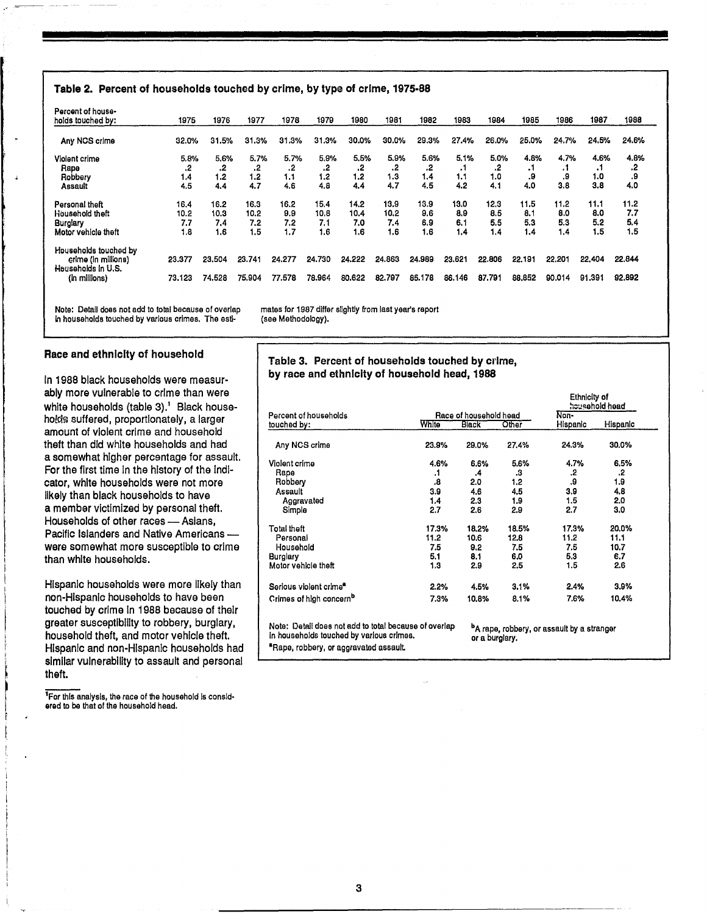**Table 2. Percent of households touched by crime, by type of crime, 1975-88**

| Percent of households touched by: | 1975 | 1976 | 1977 | 1978 | 1979 | 1980 | 1981 | 1982 | 1983 | 1984 | 1985 | 1986 | 1987 | 1988 |
|---|---|---|---|---|---|---|---|---|---|---|---|---|---|---|
| Any NCS crime | 32.0% | 31.5% | 31.3% | 31.3% | 31.3% | 30.0% | 30.0% | 29.3% | 27.4% | 26.0% | 25.0% | 24.7% | 24.5% | 24.6% |
| Violent crime | 5.8% | 5.6% | 5.7% | 5.7% | 5.9% | 5.5% | 5.9% | 5.6% | 5.1% | 5.0% | 4.8% | 4.7% | 4.6% | 4.8% |
| Rape | .2 | .2 | .2 | .2 | .2 | .2 | .2 | .2 | .1 | .2 | .1 | .1 | .1 | .2 |
| Robbery | 1.4 | 1.2 | 1.2 | 1.1 | 1.2 | 1.2 | 1.3 | 1.4 | 1.1 | 1.0 | .9 | .9 | 1.0 | .9 |
| Assault | 4.5 | 4.4 | 4.7 | 4.6 | 4.8 | 4.4 | 4.7 | 4.5 | 4.2 | 4.1 | 4.0 | 3.8 | 3.8 | 4.0 |
| Personal theft | 16.4 | 16.2 | 16.3 | 16.2 | 15.4 | 14.2 | 13.9 | 13.9 | 13.0 | 12.3 | 11.5 | 11.2 | 11.1 | 11.2 |
| Household theft | 10.2 | 10.3 | 10.2 | 9.9 | 10.8 | 10.4 | 10.2 | 9.6 | 8.9 | 8.5 | 8.1 | 8.0 | 8.0 | 7.7 |
| Burglary | 7.7 | 7.4 | 7.2 | 7.2 | 7.1 | 7.0 | 7.4 | 6.9 | 6.1 | 5.5 | 5.3 | 5.3 | 5.2 | 5.4 |
| Motor vehicle theft | 1.8 | 1.6 | 1.5 | 1.7 | 1.6 | 1.6 | 1.6 | 1.6 | 1.4 | 1.4 | 1.4 | 1.4 | 1.5 | 1.5 |
| Households touched by crime (in millions) | 23.377 | 23.504 | 23.741 | 24.277 | 24.730 | 24.222 | 24.863 | 24.989 | 23.621 | 22.806 | 22.191 | 22.201 | 22.404 | 22.844 |
| Households in U.S. (in millions) | 73.123 | 74.528 | 75.904 | 77.578 | 78.964 | 80.622 | 82.797 | 85.178 | 86.146 | 87.791 | 88.852 | 90.014 | 91.391 | 92.892 |

Note: Detail does not add to total because of overlap in households touched by various crimes. The estimates for 1987 differ slightly from last year's report (see Methodology).

### Race and ethnicity of household

In 1988 black households were measurably more vulnerable to crime than were white households (table 3).[1] Black households suffered, proportionately, a larger amount of violent crime and household theft than did white households and had a somewhat higher percentage for assault. For the first time in the history of the indicator, white households were not more likely than black households to have a member victimized by personal theft. Households of other races — Asians, Pacific Islanders and Native Americans — were somewhat more susceptible to crime than white households.

Hispanic households were more likely than non-Hispanic households to have been touched by crime in 1988 because of their greater susceptibility to robbery, burglary, household theft, and motor vehicle theft. Hispanic and non-Hispanic households had similar vulnerability to assault and personal theft.

[1]For this analysis, the race of the household is considered to be that of the household head.

**Table 3. Percent of households touched by crime, by race and ethnicity of household head, 1988**

| Percent of households touched by: | Race of household head | | | Ethnicity of household head | |
|---|---|---|---|---|---|
| | White | Black | Other | Non-Hispanic | Hispanic |
| Any NCS crime | 23.9% | 29.0% | 27.4% | 24.3% | 30.0% |
| Violent crime | 4.6% | 6.6% | 5.6% | 4.7% | 6.5% |
| Rape | .1 | .4 | .3 | .2 | .2 |
| Robbery | .8 | 2.0 | 1.2 | .9 | 1.9 |
| Assault | 3.9 | 4.6 | 4.5 | 3.9 | 4.8 |
| Aggravated | 1.4 | 2.3 | 1.9 | 1.5 | 2.0 |
| Simple | 2.7 | 2.6 | 2.9 | 2.7 | 3.0 |
| Total theft | 17.3% | 18.2% | 18.5% | 17.3% | 20.0% |
| Personal | 11.2 | 10.6 | 12.8 | 11.2 | 11.1 |
| Household | 7.5 | 9.2 | 7.5 | 7.5 | 10.7 |
| Burglary | 5.1 | 8.1 | 6.0 | 5.3 | 6.7 |
| Motor vehicle theft | 1.3 | 2.9 | 2.5 | 1.5 | 2.6 |
| Serious violent crime[a] | 2.2% | 4.5% | 3.1% | 2.4% | 3.9% |
| Crimes of high concern[b] | 7.3% | 10.8% | 8.1% | 7.6% | 10.4% |

Note: Detail does not add to total because of overlap in households touched by various crimes.

[a]Rape, robbery, or aggravated assault.

[b]A rape, robbery, or assault by a stranger or a burglary.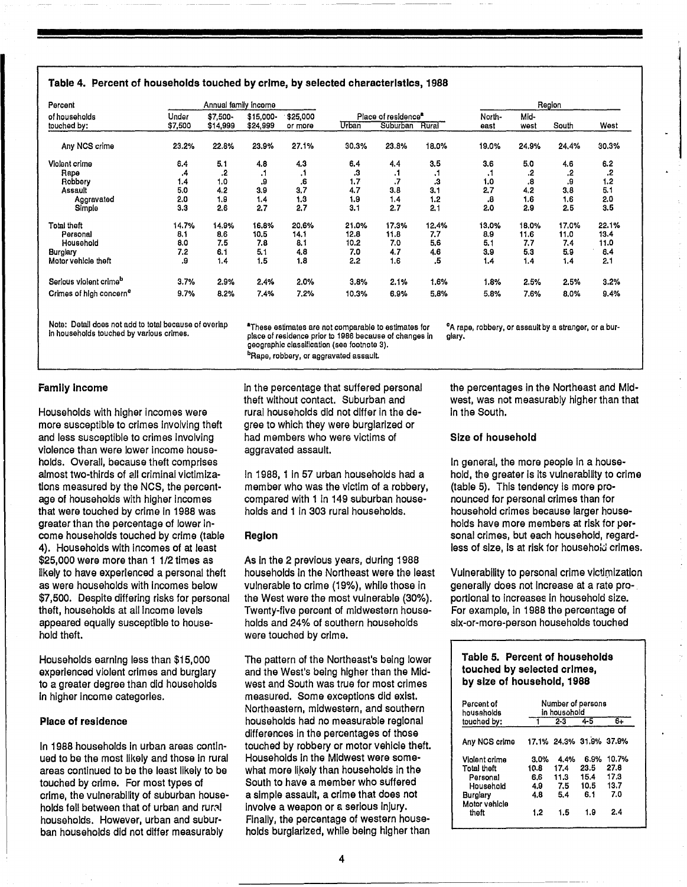**Table 4. Percent of households touched by crime, by selected characteristics, 1988**

| Percent of households touched by: | Annual family income | | | | Place of residence[a] | | | Region | | | |
|---|---|---|---|---|---|---|---|---|---|---|---|
| | Under $7,500 | $7,500-$14,999 | $15,000-$24,999 | $25,000 or more | Urban | Suburban | Rural | North-east | Mid-west | South | West |
| Any NCS crime | 23.2% | 22.8% | 23.9% | 27.1% | 30.3% | 23.8% | 18.0% | 19.0% | 24.9% | 24.4% | 30.3% |
| Violent crime | 6.4 | 5.1 | 4.8 | 4.3 | 6.4 | 4.4 | 3.5 | 3.6 | 5.0 | 4.6 | 6.2 |
| Rape | .4 | .2 | .1 | .1 | .3 | .1 | .1 | .1 | .2 | .2 | .2 |
| Robbery | 1.4 | 1.0 | .9 | .6 | 1.7 | .7 | .3 | 1.0 | .8 | .9 | 1.2 |
| Assault | 5.0 | 4.2 | 3.9 | 3.7 | 4.7 | 3.8 | 3.1 | 2.7 | 4.2 | 3.8 | 5.1 |
| Aggravated | 2.0 | 1.9 | 1.4 | 1.3 | 1.9 | 1.4 | 1.2 | .8 | 1.6 | 1.6 | 2.0 |
| Simple | 3.3 | 2.6 | 2.7 | 2.7 | 3.1 | 2.7 | 2.1 | 2.0 | 2.9 | 2.5 | 3.5 |
| Total theft | 14.7% | 14.9% | 16.8% | 20.6% | 21.0% | 17.3% | 12.4% | 13.0% | 18.0% | 17.0% | 22.1% |
| Personal | 8.1 | 8.6 | 10.5 | 14.1 | 12.8 | 11.8 | 7.7 | 8.9 | 11.6 | 11.0 | 13.4 |
| Household | 8.0 | 7.5 | 7.8 | 8.1 | 10.2 | 7.0 | 5.6 | 5.1 | 7.7 | 7.4 | 11.0 |
| Burglary | 7.2 | 6.1 | 5.1 | 4.8 | 7.0 | 4.7 | 4.6 | 3.9 | 5.3 | 5.9 | 6.4 |
| Motor vehicle theft | .9 | 1.4 | 1.5 | 1.8 | 2.2 | 1.6 | .5 | 1.4 | 1.4 | 1.4 | 2.1 |
| Serious violent crime[b] | 3.7% | 2.9% | 2.4% | 2.0% | 3.8% | 2.1% | 1.6% | 1.8% | 2.5% | 2.5% | 3.2% |
| Crimes of high concern[c] | 9.7% | 8.2% | 7.4% | 7.2% | 10.3% | 6.9% | 5.8% | 5.8% | 7.6% | 8.0% | 9.4% |

Note: Detail does not add to total because of overlap in households touched by various crimes.

[a]These estimates are not comparable to estimates for place of residence prior to 1986 because of changes in geographic classification (see footnote 3).

[b]Rape, robbery, or aggravated assault.

[c]A rape, robbery, or assault by a stranger, or a burglary.

### Family income

Households with higher incomes were more susceptible to crimes involving theft and less susceptible to crimes involving violence than were lower income households. Overall, because theft comprises almost two-thirds of all criminal victimizations measured by the NCS, the percentage of households with higher incomes that were touched by crime in 1988 was greater than the percentage of lower income households touched by crime (table 4). Households with incomes of at least $25,000 were more than 1 1/2 times as likely to have experienced a personal theft as were households with incomes below $7,500. Despite differing risks for personal theft, households at all income levels appeared equally susceptible to household theft.

Households earning less than $15,000 experienced violent crimes and burglary to a greater degree than did households in higher income categories.

### Place of residence

In 1988 households in urban areas continued to be the most likely and those in rural areas continued to be the least likely to be touched by crime. For most types of crime, the vulnerability of suburban households fell between that of urban and rural households. However, urban and suburban households did not differ measurably in the percentage that suffered personal theft without contact. Suburban and rural households did not differ in the degree to which they were burglarized or had members who were victims of aggravated assault.

In 1988, 1 in 57 urban households had a member who was the victim of a robbery, compared with 1 in 149 suburban households and 1 in 303 rural households.

### Region

As in the 2 previous years, during 1988 households in the Northeast were the least vulnerable to crime (19%), while those in the West were the most vulnerable (30%). Twenty-five percent of midwestern households and 24% of southern households were touched by crime.

The pattern of the Northeast's being lower and the West's being higher than the Midwest and South was true for most crimes measured. Some exceptions did exist. Northeastern, midwestern, and southern households had no measurable regional differences in the percentages of those touched by robbery or motor vehicle theft. Households in the Midwest were somewhat more likely than households in the South to have a member who suffered a simple assault, a crime that does not involve a weapon or a serious injury. Finally, the percentage of western households burglarized, while being higher than the percentages in the Northeast and Midwest, was not measurably higher than that in the South.

### Size of household

In general, the more people in a household, the greater is its vulnerability to crime (table 5). This tendency is more pronounced for personal crimes than for household crimes because larger households have more members at risk for personal crimes, but each household, regardless of size, is at risk for household crimes.

Vulnerability to personal crime victimization generally does not increase at a rate proportional to increases in household size. For example, in 1988 the percentage of six-or-more-person households touched

**Table 5. Percent of households touched by selected crimes, by size of household, 1988**

| Percent of households touched by: | Number of persons in household | | | |
|---|---|---|---|---|
| | 1 | 2-3 | 4-5 | 6+ |
| Any NCS crime | 17.1% | 24.3% | 31.9% | 37.9% |
| Violent crime | 3.0% | 4.4% | 6.9% | 10.7% |
| Total theft | 10.8 | 17.4 | 23.5 | 27.8 |
| Personal | 6.6 | 11.3 | 15.4 | 17.3 |
| Household | 4.9 | 7.5 | 10.5 | 13.7 |
| Burglary | 4.8 | 5.4 | 6.1 | 7.0 |
| Motor vehicle theft | 1.2 | 1.5 | 1.9 | 2.4 |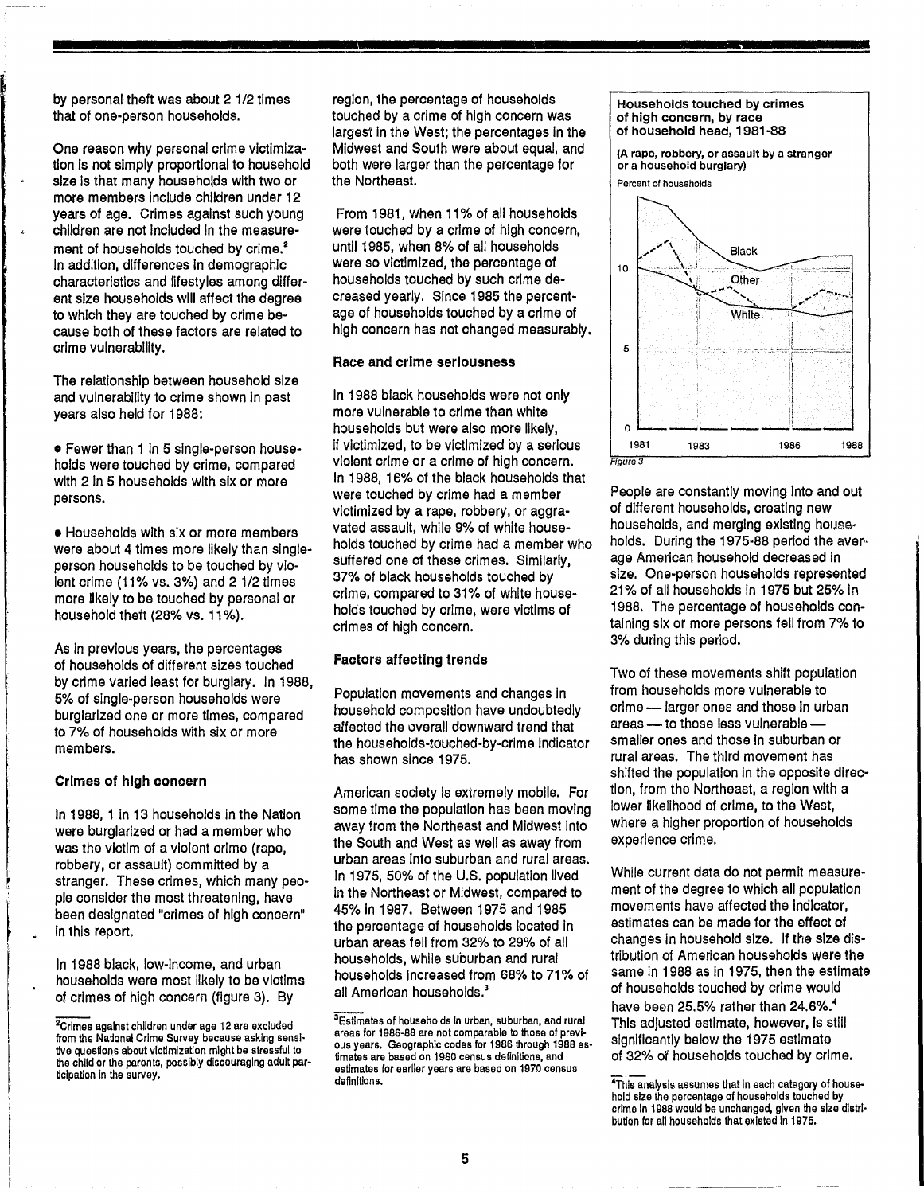by personal theft was about 2 1/2 times that of one-person households.

One reason why personal crime victimization is not simply proportional to household size is that many households with two or more members include children under 12 years of age. Crimes against such young children are not included in the measurement of households touched by crime.[2] In addition, differences in demographic characteristics and lifestyles among different size households will affect the degree to which they are touched by crime because both of these factors are related to crime vulnerability.

The relationship between household size and vulnerability to crime shown in past years also held for 1988:

- Fewer than 1 in 5 single-person households were touched by crime, compared with 2 in 5 households with six or more persons.

- Households with six or more members were about 4 times more likely than single-person households to be touched by violent crime (11% vs. 3%) and 2 1/2 times more likely to be touched by personal or household theft (28% vs. 11%).

As in previous years, the percentages of households of different sizes touched by crime varied least for burglary. In 1988, 5% of single-person households were burglarized one or more times, compared to 7% of households with six or more members.

### Crimes of high concern

In 1988, 1 in 13 households in the Nation were burglarized or had a member who was the victim of a violent crime (rape, robbery, or assault) committed by a stranger. These crimes, which many people consider the most threatening, have been designated "crimes of high concern" in this report.

In 1988 black, low-income, and urban households were most likely to be victims of crimes of high concern (figure 3). By region, the percentage of households touched by a crime of high concern was largest in the West; the percentages in the Midwest and South were about equal, and both were larger than the percentage for the Northeast.

From 1981, when 11% of all households were touched by a crime of high concern, until 1985, when 8% of all households were so victimized, the percentage of households touched by such crime decreased yearly. Since 1985 the percentage of households touched by a crime of high concern has not changed measurably.

### Race and crime seriousness

In 1988 black households were not only more vulnerable to crime than white households but were also more likely, if victimized, to be victimized by a serious violent crime or a crime of high concern. In 1988, 16% of the black households that were touched by crime had a member victimized by a rape, robbery, or aggravated assault, while 9% of white households touched by crime had a member who suffered one of these crimes. Similarly, 37% of black households touched by crime, compared to 31% of white households touched by crime, were victims of crimes of high concern.

### Factors affecting trends

Population movements and changes in household composition have undoubtedly affected the overall downward trend that the households-touched-by-crime indicator has shown since 1975.

American society is extremely mobile. For some time the population has been moving away from the Northeast and Midwest into the South and West as well as away from urban areas into suburban and rural areas. In 1975, 50% of the U.S. population lived in the Northeast or Midwest, compared to 45% in 1987. Between 1975 and 1985 the percentage of households located in urban areas fell from 32% to 29% of all households, while suburban and rural households increased from 68% to 71% of all American households.[3]

**Households touched by crimes of high concern, by race of household head, 1981-88**

(A rape, robbery, or assault by a stranger or a household burglary)

Percent of households

Black
Other
White

10
5
0

1981
1983
1986
1988

Figure 3

People are constantly moving into and out of different households, creating new households, and merging existing households. During the 1975-88 period the average American household decreased in size. One-person households represented 21% of all households in 1975 but 25% in 1988. The percentage of households containing six or more persons fell from 7% to 3% during this period.

Two of these movements shift population from households more vulnerable to crime — larger ones and those in urban areas — to those less vulnerable — smaller ones and those in suburban or rural areas. The third movement has shifted the population in the opposite direction, from the Northeast, a region with a lower likelihood of crime, to the West, where a higher proportion of households experience crime.

While current data do not permit measurement of the degree to which all population movements have affected the indicator, estimates can be made for the effect of changes in household size. If the size distribution of American households were the same in 1988 as in 1975, then the estimate of households touched by crime would have been 25.5% rather than 24.6%.[4] This adjusted estimate, however, is still significantly below the 1975 estimate of 32% of households touched by crime.

---

[2]Crimes against children under age 12 are excluded from the National Crime Survey because asking sensitive questions about victimization might be stressful to the child or the parents, possibly discouraging adult participation in the survey.

[3]Estimates of households in urban, suburban, and rural areas for 1986-88 are not comparable to those of previous years. Geographic codes for 1986 through 1988 estimates are based on 1980 census definitions, and estimates for earlier years are based on 1970 census definitions.

[4]This analysis assumes that in each category of household size the percentage of households touched by crime in 1988 would be unchanged, given the size distribution for all households that existed in 1975.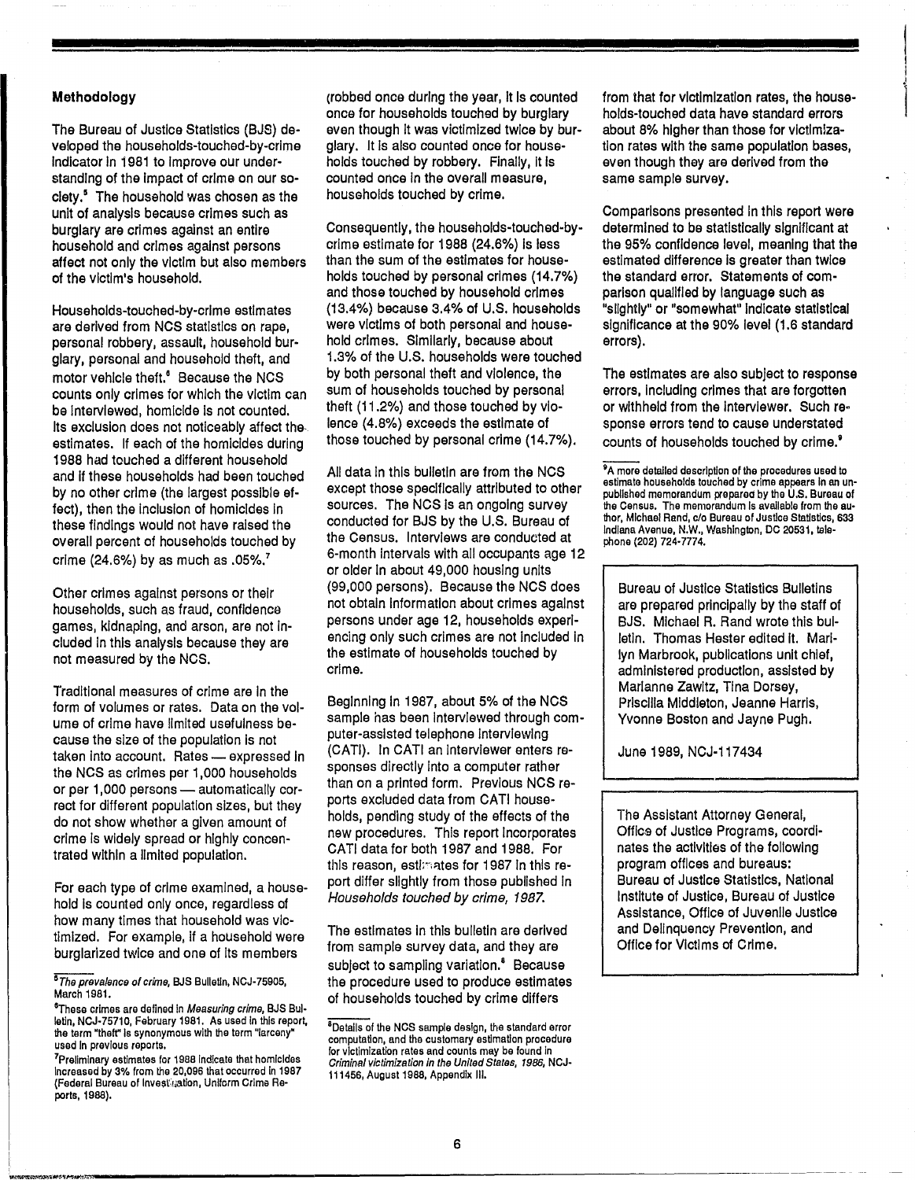### Methodology

The Bureau of Justice Statistics (BJS) developed the households-touched-by-crime indicator in 1981 to improve our understanding of the impact of crime on our society.[5] The household was chosen as the unit of analysis because crimes such as burglary are crimes against an entire household and crimes against persons affect not only the victim but also members of the victim's household.

Households-touched-by-crime estimates are derived from NCS statistics on rape, personal robbery, assault, household burglary, personal and household theft, and motor vehicle theft.[6] Because the NCS counts only crimes for which the victim can be interviewed, homicide is not counted. Its exclusion does not noticeably affect the estimates. If each of the homicides during 1988 had touched a different household and if these households had been touched by no other crime (the largest possible effect), then the inclusion of homicides in these findings would not have raised the overall percent of households touched by crime (24.6%) by as much as .05%.[7]

Other crimes against persons or their households, such as fraud, confidence games, kidnaping, and arson, are not included in this analysis because they are not measured by the NCS.

Traditional measures of crime are in the form of volumes or rates. Data on the volume of crime have limited usefulness because the size of the population is not taken into account. Rates — expressed in the NCS as crimes per 1,000 households or per 1,000 persons — automatically correct for different population sizes, but they do not show whether a given amount of crime is widely spread or highly concentrated within a limited population.

For each type of crime examined, a household is counted only once, regardless of how many times that household was victimized. For example, if a household were burglarized twice and one of its members (robbed once during the year, it is counted once for households touched by burglary even though it was victimized twice by burglary. It is also counted once for households touched by robbery. Finally, it is counted once in the overall measure, households touched by crime.

Consequently, the households-touched-by-crime estimate for 1988 (24.6%) is less than the sum of the estimates for households touched by personal crimes (14.7%) and those touched by household crimes (13.4%) because 3.4% of U.S. households were victims of both personal and household crimes. Similarly, because about 1.3% of the U.S. households were touched by both personal theft and violence, the sum of households touched by personal theft (11.2%) and those touched by violence (4.8%) exceeds the estimate of those touched by personal crime (14.7%).

All data in this bulletin are from the NCS except those specifically attributed to other sources. The NCS is an ongoing survey conducted for BJS by the U.S. Bureau of the Census. Interviews are conducted at 6-month intervals with all occupants age 12 or older in about 49,000 housing units (99,000 persons). Because the NCS does not obtain information about crimes against persons under age 12, households experiencing only such crimes are not included in the estimate of households touched by crime.

Beginning in 1987, about 5% of the NCS sample has been interviewed through computer-assisted telephone interviewing (CATI). In CATI an interviewer enters responses directly into a computer rather than on a printed form. Previous NCS reports excluded data from CATI households, pending study of the effects of the new procedures. This report incorporates CATI data for both 1987 and 1988. For this reason, estimates for 1987 in this report differ slightly from those published in *Households touched by crime, 1987*.

The estimates in this bulletin are derived from sample survey data, and they are subject to sampling variation.[8] Because the procedure used to produce estimates of households touched by crime differs from that for victimization rates, the households-touched data have standard errors about 8% higher than those for victimization rates with the same population bases, even though they are derived from the same sample survey.

Comparisons presented in this report were determined to be statistically significant at the 95% confidence level, meaning that the estimated difference is greater than twice the standard error. Statements of comparison qualified by language such as "slightly" or "somewhat" indicate statistical significance at the 90% level (1.6 standard errors).

The estimates are also subject to response errors, including crimes that are forgotten or withheld from the interviewer. Such response errors tend to cause understated counts of households touched by crime.[9]

[5] *The prevalence of crime*, BJS Bulletin, NCJ-75905, March 1981.

[6] These crimes are defined in *Measuring crime*, BJS Bulletin, NCJ-75710, February 1981. As used in this report, the term "theft" is synonymous with the term "larceny" used in previous reports.

[7] Preliminary estimates for 1988 indicate that homicides increased by 3% from the 20,096 that occurred in 1987 (Federal Bureau of Investigation, Uniform Crime Reports, 1988).

[8] Details of the NCS sample design, the standard error computation, and the customary estimation procedure for victimization rates and counts may be found in *Criminal victimization in the United States, 1986*, NCJ-111456, August 1988, Appendix III.

[9] A more detailed description of the procedures used to estimate households touched by crime appears in an unpublished memorandum prepared by the U.S. Bureau of the Census. The memorandum is available from the author, Michael Rand, c/o Bureau of Justice Statistics, 633 Indiana Avenue, N.W., Washington, DC 20531, telephone (202) 724-7774.

Bureau of Justice Statistics Bulletins are prepared principally by the staff of BJS. Michael R. Rand wrote this bulletin. Thomas Hester edited it. Marilyn Marbrook, publications unit chief, administered production, assisted by Marianne Zawitz, Tina Dorsey, Priscilla Middleton, Jeanne Harris, Yvonne Boston and Jayne Pugh.

June 1989, NCJ-117434

The Assistant Attorney General, Office of Justice Programs, coordinates the activities of the following program offices and bureaus: Bureau of Justice Statistics, National Institute of Justice, Bureau of Justice Assistance, Office of Juvenile Justice and Delinquency Prevention, and Office for Victims of Crime.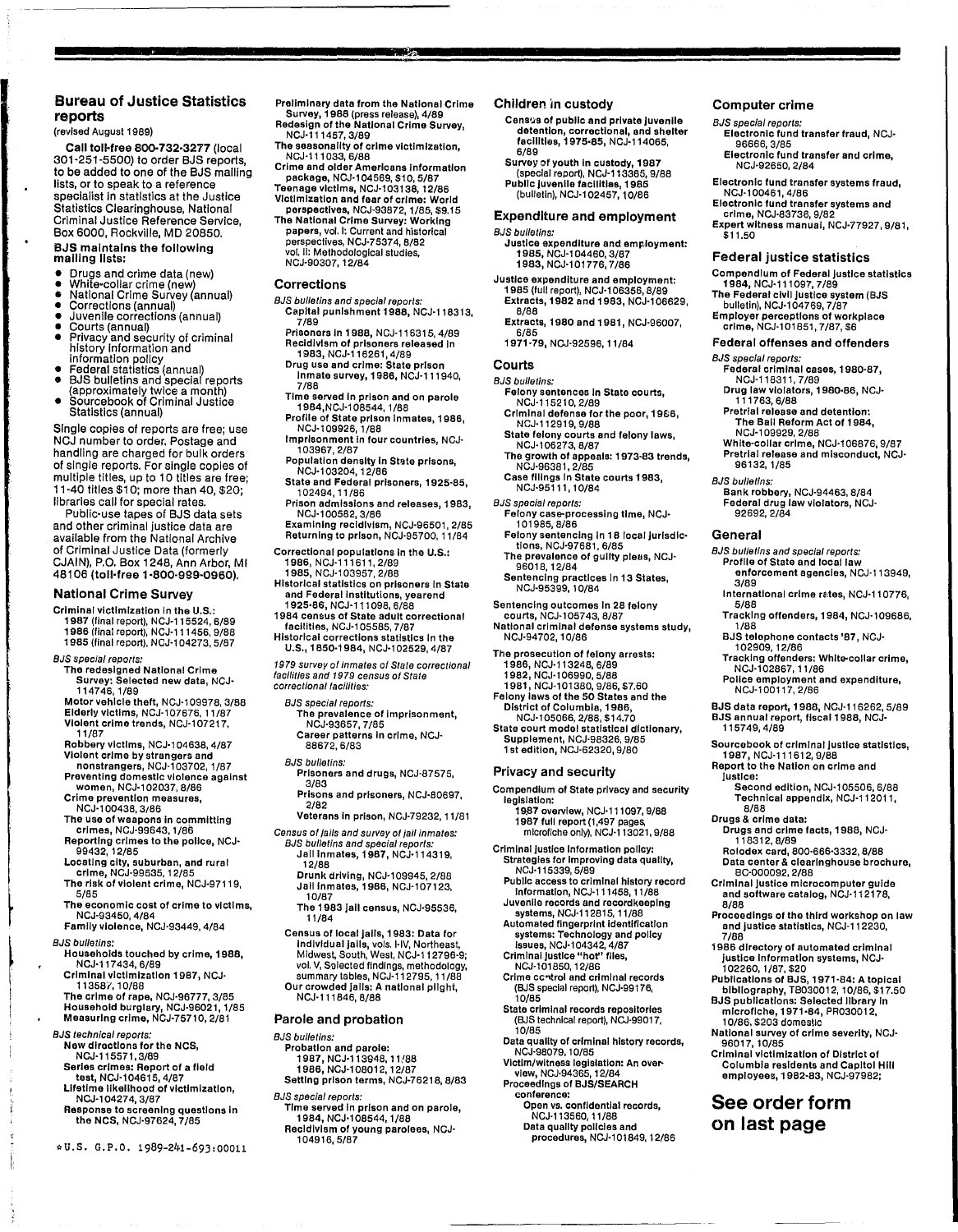## Bureau of Justice Statistics reports

(revised August 1989)

**Call toll-free 800-732-3277** (local 301-251-5500) to order BJS reports, to be added to one of the BJS mailing lists, or to speak to a reference specialist in statistics at the Justice Statistics Clearinghouse, National Criminal Justice Reference Service, Box 6000, Rockville, MD 20850.

**BJS maintains the following mailing lists:**

- Drugs and crime data (new)
- White-collar crime (new)
- National Crime Survey (annual)
- Corrections (annual)
- Juvenile corrections (annual)
- Courts (annual)
- Privacy and security of criminal history information and information policy
- Federal statistics (annual)
- BJS bulletins and special reports (approximately twice a month)
- Sourcebook of Criminal Justice Statistics (annual)

Single copies of reports are free; use NCJ number to order. Postage and handling are charged for bulk orders of single reports. For single copies of multiple titles, up to 10 titles are free; 11-40 titles $10; more than 40, $20; libraries call for special rates.

Public-use tapes of BJS data sets and other criminal justice data are available from the National Archive of Criminal Justice Data (formerly CJAIN), P.O. Box 1248, Ann Arbor, MI 48106 **(toll-free 1-800-999-0960).**

### National Crime Survey

**Criminal victimization in the U.S.:**
- 1987 (final report), NCJ-115524, 6/89
- 1986 (final report), NCJ-111456, 9/88
- 1985 (final report), NCJ-104273, 5/87

*BJS special reports:*
- The redesigned National Crime Survey: Selected new data, NCJ-114746, 1/89
- Motor vehicle theft, NCJ-109978, 3/88
- Elderly victims, NCJ-107676, 11/87
- Violent crime trends, NCJ-107217, 11/87
- Robbery victims, NCJ-104638, 4/87
- Violent crime by strangers and nonstrangers, NCJ-103702, 1/87
- Preventing domestic violence against women, NCJ-102037, 8/86
- Crime prevention measures, NCJ-100438, 3/86
- The use of weapons in committing crimes, NCJ-99643, 1/86
- Reporting crimes to the police, NCJ-99432, 12/85
- Locating city, suburban, and rural crime, NCJ-99535, 12/85
- The risk of violent crime, NCJ-97119, 5/85
- The economic cost of crime to victims, NCJ-93450, 4/84
- Family violence, NCJ-93449, 4/84

*BJS bulletins:*
- Households touched by crime, 1988, NCJ-117434, 6/89
- Criminal victimization 1987, NCJ-113587, 10/88
- The crime of rape, NCJ-96777, 3/85
- Household burglary, NCJ-96021, 1/85
- Measuring crime, NCJ-75710, 2/81

*BJS technical reports:*
- New directions for the NCS, NCJ-115571, 3/89
- Series crimes: Report of a field test, NCJ-104615, 4/87
- Lifetime likelihood of victimization, NCJ-104274, 3/87
- Response to screening questions in the NCS, NCJ-97624, 7/85

**Preliminary data from the National Crime Survey, 1988** (press release), 4/89
**Redesign of the National Crime Survey,** NCJ-111457, 3/89
**The seasonality of crime victimization,** NCJ-111033, 6/88
**Crime and older Americans information package,** NCJ-104569, $10, 5/87
**Teenage victims,** NCJ-103138, 12/86
**Victimization and fear of crime: World perspectives,** NCJ-93872, 1/85, $9.15
**The National Crime Survey: Working papers,** vol. I: Current and historical perspectives, NCJ-75374, 8/82
vol. II: Methodological studies, NCJ-90307, 12/84

### Corrections

*BJS bulletins and special reports:*
- Capital punishment 1988, NCJ-118313, 7/89
- Prisoners in 1988, NCJ-116315, 4/89
- Recidivism of prisoners released in 1983, NCJ-116261, 4/89
- Drug use and crime: State prison inmate survey, 1986, NCJ-111940, 7/88
- Time served in prison and on parole 1984, NCJ-108544, 1/88
- Profile of State prison inmates, 1986, NCJ-109926, 1/88
- Imprisonment in four countries, NCJ-103967, 2/87
- Population density in State prisons, NCJ-103204, 12/86
- State and Federal prisoners, 1925-85, 102494, 11/86
- Prison admissions and releases, 1983, NCJ-100582, 3/86
- Examining recidivism, NCJ-96501, 2/85
- Returning to prison, NCJ-95700, 11/84

**Correctional populations in the U.S.:**
- 1986, NCJ-111611, 2/89
- 1985, NCJ-103957, 2/88

**Historical statistics on prisoners in State and Federal institutions, yearend 1925-86,** NCJ-111098, 6/88
**1984 census of State adult correctional facilities,** NCJ-105585, 7/87
**Historical corrections statistics in the U.S., 1850-1984,** NCJ-102529, 4/87

*1979 survey of inmates of State correctional facilities and 1979 census of State correctional facilities:*

*BJS special reports:*
- The prevalence of imprisonment, NCJ-93657, 7/85
- Career patterns in crime, NCJ-88672, 6/83

*BJS bulletins:*
- Prisoners and drugs, NCJ-87575, 3/83
- Prisons and prisoners, NCJ-80697, 2/82
- Veterans in prison, NCJ-79232, 11/81

*Census of jails and survey of jail inmates:*
*BJS bulletins and special reports:*
- Jail inmates, 1987, NCJ-114319, 12/88
- Drunk driving, NCJ-109945, 2/88
- Jail inmates, 1986, NCJ-107123, 10/87
- The 1983 jail census, NCJ-95536, 11/84

**Census of local jails, 1983: Data for individual jails,** vols. I-IV, Northeast, Midwest, South, West, NCJ-112796-9; vol. V, Selected findings, methodology, summary tables, NCJ-112795, 11/88
**Our crowded jails: A national plight,** NCJ-111846, 8/88

### Parole and probation

*BJS bulletins:*
- **Probation and parole:**
  - 1987, NCJ-113948, 11/88
  - 1986, NCJ-108012, 12/87
- Setting prison terms, NCJ-76218, 8/83

*BJS special reports:*
- Time served in prison and on parole, 1984, NCJ-108544, 1/88
- Recidivism of young parolees, NCJ-104916, 5/87

### Children in custody

- Census of public and private juvenile detention, correctional, and shelter facilities, 1975-85, NCJ-114065, 6/89
- Survey of youth in custody, 1987 (special report), NCJ-113365, 9/88
- Public juvenile facilities, 1985 (bulletin), NCJ-102457, 10/86

### Expenditure and employment

*BJS bulletins:*
- **Justice expenditure and employment:**
  - 1985, NCJ-104460, 3/87
  - 1983, NCJ-101776, 7/86

**Justice expenditure and employment:**
- 1985 (full report), NCJ-106356, 8/89
- Extracts, 1982 and 1983, NCJ-106629, 8/88
- Extracts, 1980 and 1981, NCJ-96007, 6/85
- 1971-79, NCJ-92596, 11/84

### Courts

*BJS bulletins:*
- Felony sentences in State courts, NCJ-115210, 2/89
- Criminal defense for the poor, 1986, NCJ-112919, 9/88
- State felony courts and felony laws, NCJ-106273, 8/87
- The growth of appeals: 1973-83 trends, NCJ-96381, 2/85
- Case filings in State courts 1983, NCJ-95111, 10/84

*BJS special reports:*
- Felony case-processing time, NCJ-101985, 8/86
- Felony sentencing in 18 local jurisdictions, NCJ-97681, 6/85
- The prevalence of guilty pleas, NCJ-96018, 12/84
- Sentencing practices in 13 States, NCJ-95399, 10/84

**Sentencing outcomes in 28 felony courts,** NCJ-105743, 8/87
**National criminal defense systems study,** NCJ-94702, 10/86

**The prosecution of felony arrests:**
- 1986, NCJ-113248, 6/89
- 1982, NCJ-106990, 5/88
- 1981, NCJ-101380, 9/86, $7.60

**Felony laws of the 50 States and the District of Columbia, 1986,** NCJ-105066, 2/88, $14.70
**State court model statistical dictionary,** Supplement, NCJ-98326, 9/85
1st edition, NCJ-62320, 9/80

### Privacy and security

**Compendium of State privacy and security legislation:**
- 1987 overview, NCJ-111097, 9/88
- 1987 full report (1,497 pages, microfiche only), NCJ-113021, 9/88

**Criminal justice information policy:**
- Strategies for improving data quality, NCJ-115339, 5/89
- Public access to criminal history record information, NCJ-111458, 11/88
- Juvenile records and recordkeeping systems, NCJ-112815, 11/88
- Automated fingerprint identification systems: Technology and policy issues, NCJ-104342, 4/87
- Criminal justice "hot" files, NCJ-101850, 12/86
- Crime control and criminal records (BJS special report), NCJ-99176, 10/85
- State criminal records repositories (BJS technical report), NCJ-99017, 10/85
- Data quality of criminal history records, NCJ-98079, 10/85
- Victim/witness legislation: An overview, NCJ-94365, 12/84
- Proceedings of BJS/SEARCH conference:
  - Open vs. confidential records, NCJ-113560, 11/88
  - Data quality policies and procedures, NCJ-101849, 12/86

### Computer crime

*BJS special reports:*
- Electronic fund transfer fraud, NCJ-96666, 3/85
- Electronic fund transfer and crime, NCJ-92650, 2/84

**Electronic fund transfer systems fraud,** NCJ-100461, 4/86
**Electronic fund transfer systems and crime,** NCJ-83736, 9/82
**Expert witness manual,** NCJ-77927, 9/81, $11.50

### Federal justice statistics

**Compendium of Federal justice statistics 1984,** NCJ-111097, 7/89
**The Federal civil justice system** (BJS bulletin), NCJ-104769, 7/87
**Employer perceptions of workplace crime,** NCJ-101851, 7/87, $6

### Federal offenses and offenders

*BJS special reports:*
- Federal criminal cases, 1980-87, NCJ-118311, 7/89
- Drug law violators, 1980-86, NCJ-111763, 6/88
- Pretrial release and detention: The Bail Reform Act of 1984, NCJ-109929, 2/88
- White-collar crime, NCJ-106876, 9/87
- Pretrial release and misconduct, NCJ-96132, 1/85

*BJS bulletins:*
- Bank robbery, NCJ-94463, 8/84
- Federal drug law violators, NCJ-92692, 2/84

### General

*BJS bulletins and special reports:*
- Profile of State and local law enforcement agencies, NCJ-113949, 3/89
- International crime rates, NCJ-110776, 5/88
- Tracking offenders, 1984, NCJ-109686, 1/88
- BJS telephone contacts '87, NCJ-102909, 12/86
- Tracking offenders: White-collar crime, NCJ-102867, 11/86
- Police employment and expenditure, NCJ-100117, 2/86

**BJS data report, 1988,** NCJ-116262, 5/89
**BJS annual report, fiscal 1988,** NCJ-115749, 4/89

**Sourcebook of criminal justice statistics, 1987,** NCJ-111612, 9/88
**Report to the Nation on crime and justice:**
- Second edition, NCJ-105506, 6/88
- Technical appendix, NCJ-112011, 8/88

**Drugs & crime data:**
- Drugs and crime facts, 1988, NCJ-118312, 8/89
- Rolodex card, 800-666-3332, 8/88
- Data center & clearinghouse brochure, BC-000092, 2/88

**Criminal justice microcomputer guide and software catalog,** NCJ-112178, 8/88
**Proceedings of the third workshop on law and justice statistics,** NCJ-112230, 7/88
**1986 directory of automated criminal justice information systems,** NCJ-102260, 1/87, $20
**Publications of BJS, 1971-84: A topical bibliography,** TB030012, 10/86, $17.50
**BJS publications: Selected library in microfiche, 1971-84,** PR030012, 10/86, $203 domestic
**National survey of crime severity,** NCJ-96017, 10/85
**Criminal victimization of District of Columbia residents and Capitol Hill employees, 1982-83,** NCJ-97982;

## See order form on last page

☆U.S. G.P.O. 1989-241-693:00011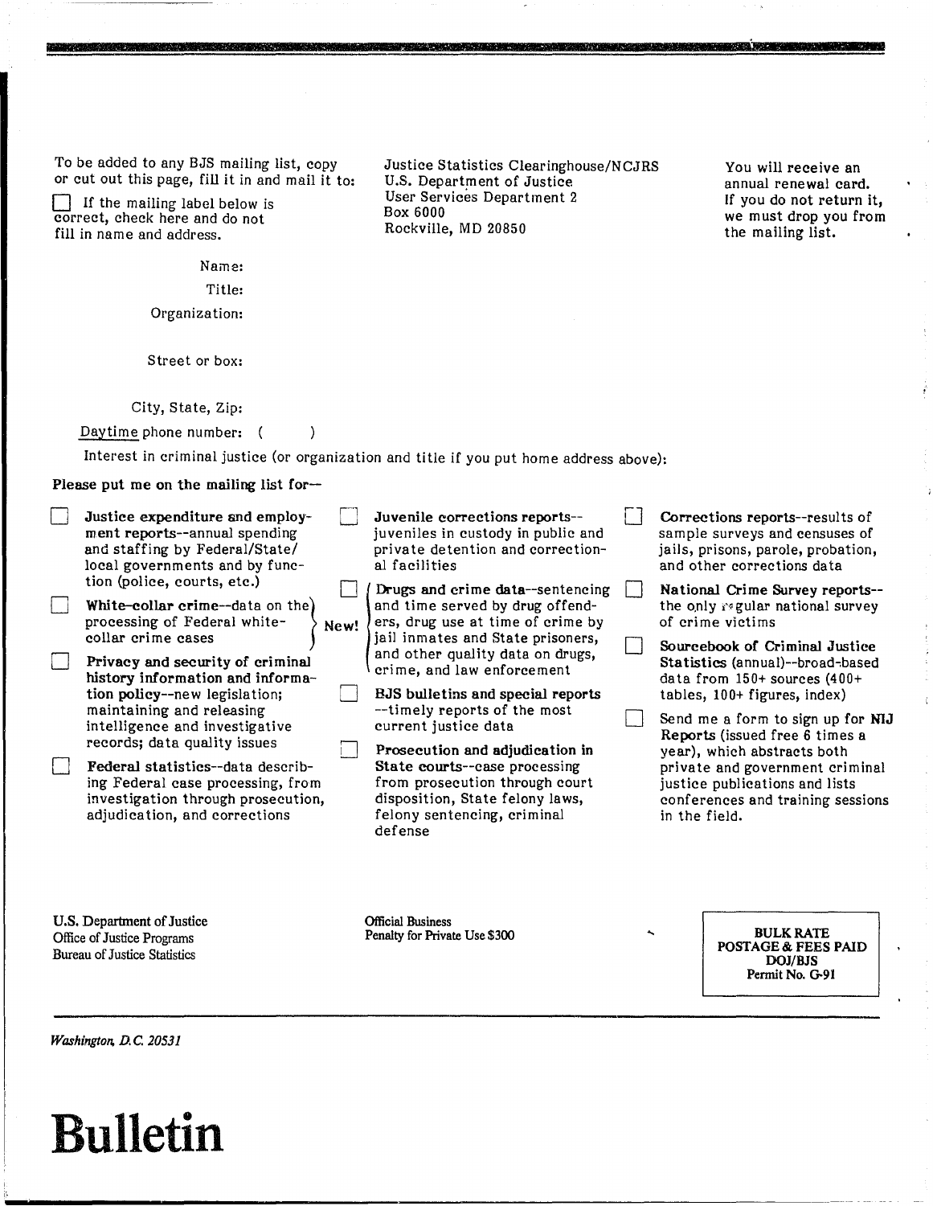To be added to any BJS mailing list, copy or cut out this page, fill it in and mail it to:

☐ If the mailing label below is correct, check here and do not fill in name and address.

Justice Statistics Clearinghouse/NCJRS
U.S. Department of Justice
User Services Department 2
Box 6000
Rockville, MD 20850

You will receive an annual renewal card. If you do not return it, we must drop you from the mailing list.

Name:

Title:

Organization:

Street or box:

City, State, Zip:

Daytime phone number: (    )

Interest in criminal justice (or organization and title if you put home address above):

**Please put me on the mailing list for—**

- ☐ **Justice expenditure and employment reports**--annual spending and staffing by Federal/State/local governments and by function (police, courts, etc.)
- ☐ **White-collar crime**--data on the processing of Federal white-collar crime cases
- ☐ **Privacy and security of criminal history information and information policy**--new legislation; maintaining and releasing intelligence and investigative records; data quality issues
- ☐ **Federal statistics**--data describing Federal case processing, from investigation through prosecution, adjudication, and corrections
- ☐ **Juvenile corrections reports**--juveniles in custody in public and private detention and correctional facilities
- ☐ **Drugs and crime data**--sentencing and time served by drug offenders, drug use at time of crime by jail inmates and State prisoners, and other quality data on drugs, crime, and law enforcement

New! (White-collar crime; Drugs and crime data)

- ☐ **BJS bulletins and special reports**--timely reports of the most current justice data
- ☐ **Prosecution and adjudication in State courts**--case processing from prosecution through court disposition, State felony laws, felony sentencing, criminal defense
- ☐ **Corrections reports**--results of sample surveys and censuses of jails, prisons, parole, probation, and other corrections data
- ☐ **National Crime Survey reports**--the only regular national survey of crime victims
- ☐ **Sourcebook of Criminal Justice Statistics** (annual)--broad-based data from 150+ sources (400+ tables, 100+ figures, index)
- ☐ Send me a form to sign up for **NIJ Reports** (issued free 6 times a year), which abstracts both private and government criminal justice publications and lists conferences and training sessions in the field.

U.S. Department of Justice
Office of Justice Programs
Bureau of Justice Statistics

Official Business
Penalty for Private Use $300

| |
|---|
| **BULK RATE**<br>**POSTAGE & FEES PAID**<br>**DOJ/BJS**<br>**Permit No. G-91** |

*Washington, D.C. 20531*

# Bulletin